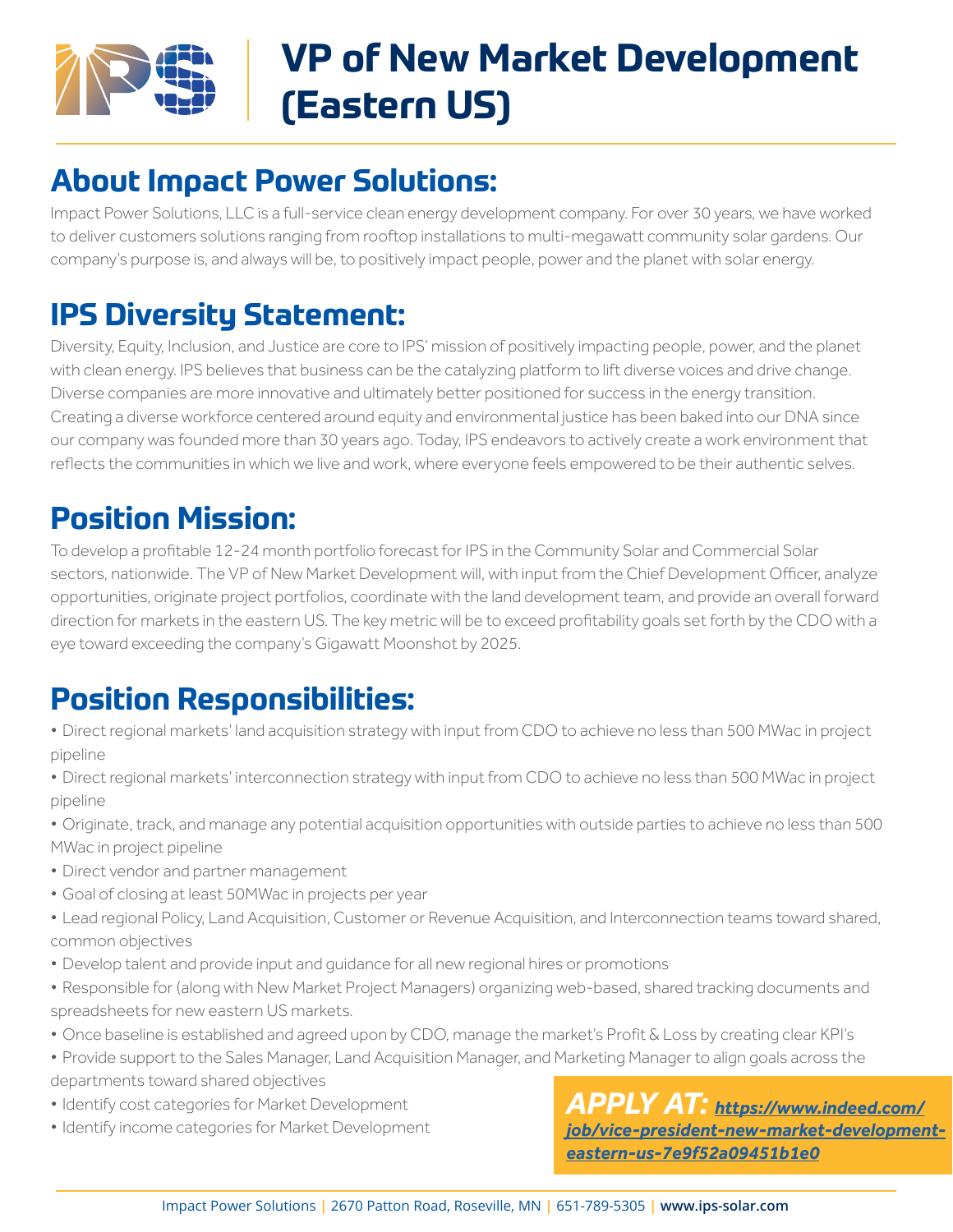# VP of New Market Development (Eastern US)

## About Impact Power Solutions:

Impact Power Solutions, LLC is a full-service clean energy development company. For over 30 years, we have worked to deliver customers solutions ranging from rooftop installations to multi-megawatt community solar gardens. Our company's purpose is, and always will be, to positively impact people, power and the planet with solar energy.

## IPS Diversity Statement:

Diversity, Equity, Inclusion, and Justice are core to IPS' mission of positively impacting people, power, and the planet with clean energy. IPS believes that business can be the catalyzing platform to lift diverse voices and drive change. Diverse companies are more innovative and ultimately better positioned for success in the energy transition. Creating a diverse workforce centered around equity and environmental justice has been baked into our DNA since our company was founded more than 30 years ago. Today, IPS endeavors to actively create a work environment that reflects the communities in which we live and work, where everyone feels empowered to be their authentic selves.

## Position Mission:

To develop a profitable 12-24 month portfolio forecast for IPS in the Community Solar and Commercial Solar sectors, nationwide. The VP of New Market Development will, with input from the Chief Development Officer, analyze opportunities, originate project portfolios, coordinate with the land development team, and provide an overall forward direction for markets in the eastern US. The key metric will be to exceed profitability goals set forth by the CDO with a eye toward exceeding the company's Gigawatt Moonshot by 2025.

## Position Responsibilities:

- Direct regional markets' land acquisition strategy with input from CDO to achieve no less than 500 MWac in project pipeline
- Direct regional markets' interconnection strategy with input from CDO to achieve no less than 500 MWac in project pipeline
- Originate, track, and manage any potential acquisition opportunities with outside parties to achieve no less than 500 MWac in project pipeline
- Direct vendor and partner management
- Goal of closing at least 50MWac in projects per year
- Lead regional Policy, Land Acquisition, Customer or Revenue Acquisition, and Interconnection teams toward shared, common objectives
- Develop talent and provide input and guidance for all new regional hires or promotions
- Responsible for (along with New Market Project Managers) organizing web-based, shared tracking documents and spreadsheets for new eastern US markets.
- Once baseline is established and agreed upon by CDO, manage the market's Profit & Loss by creating clear KPI's
- Provide support to the Sales Manager, Land Acquisition Manager, and Marketing Manager to align goals across the departments toward shared objectives
- Identify cost categories for Market Development
- Identify income categories for Market Development

***APPLY AT:*** [https://www.indeed.com/job/vice-president-new-market-development-eastern-us-7e9f52a09451b1e0](https://www.indeed.com/job/vice-president-new-market-development-eastern-us-7e9f52a09451b1e0)

Impact Power Solutions | 2670 Patton Road, Roseville, MN | 651-789-5305 | **www.ips-solar.com**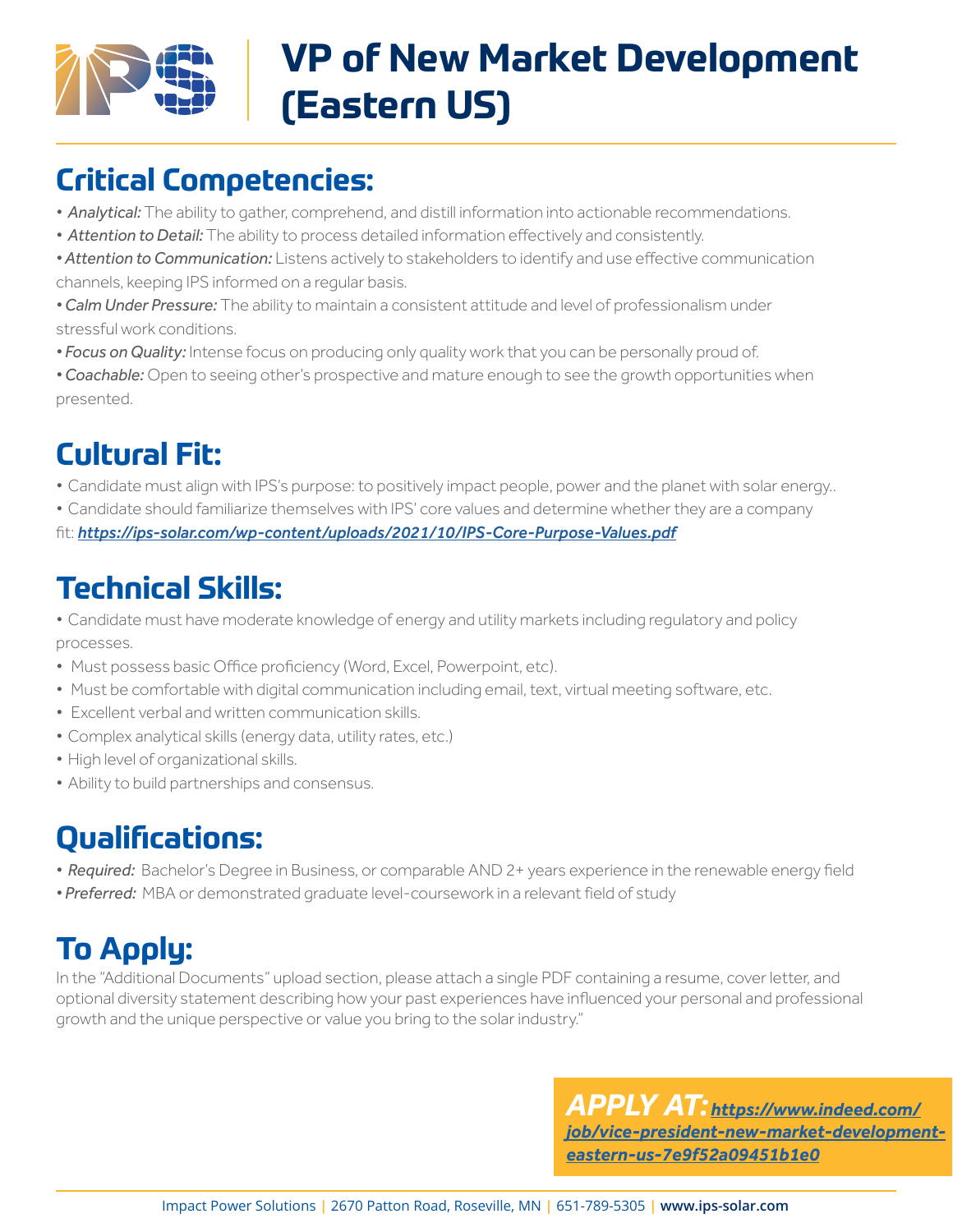# VP of New Market Development (Eastern US)

## Critical Competencies:

- *Analytical:* The ability to gather, comprehend, and distill information into actionable recommendations.
- *Attention to Detail:* The ability to process detailed information effectively and consistently.
- *Attention to Communication:* Listens actively to stakeholders to identify and use effective communication channels, keeping IPS informed on a regular basis.
- *Calm Under Pressure:* The ability to maintain a consistent attitude and level of professionalism under stressful work conditions.
- *Focus on Quality:* Intense focus on producing only quality work that you can be personally proud of.
- *Coachable:* Open to seeing other's prospective and mature enough to see the growth opportunities when presented.

## Cultural Fit:

- Candidate must align with IPS's purpose: to positively impact people, power and the planet with solar energy..
- Candidate should familiarize themselves with IPS' core values and determine whether they are a company fit: ***https://ips-solar.com/wp-content/uploads/2021/10/IPS-Core-Purpose-Values.pdf***

## Technical Skills:

- Candidate must have moderate knowledge of energy and utility markets including regulatory and policy processes.
- Must possess basic Office proficiency (Word, Excel, Powerpoint, etc).
- Must be comfortable with digital communication including email, text, virtual meeting software, etc.
- Excellent verbal and written communication skills.
- Complex analytical skills (energy data, utility rates, etc.)
- High level of organizational skills.
- Ability to build partnerships and consensus.

## Qualifications:

- *Required:* Bachelor's Degree in Business, or comparable AND 2+ years experience in the renewable energy field
- *Preferred:* MBA or demonstrated graduate level-coursework in a relevant field of study

## To Apply:

In the "Additional Documents" upload section, please attach a single PDF containing a resume, cover letter, and optional diversity statement describing how your past experiences have influenced your personal and professional growth and the unique perspective or value you bring to the solar industry."

***APPLY AT:*** ***https://www.indeed.com/job/vice-president-new-market-development-eastern-us-7e9f52a09451b1e0***

Impact Power Solutions | 2670 Patton Road, Roseville, MN | 651-789-5305 | **www.ips-solar.com**